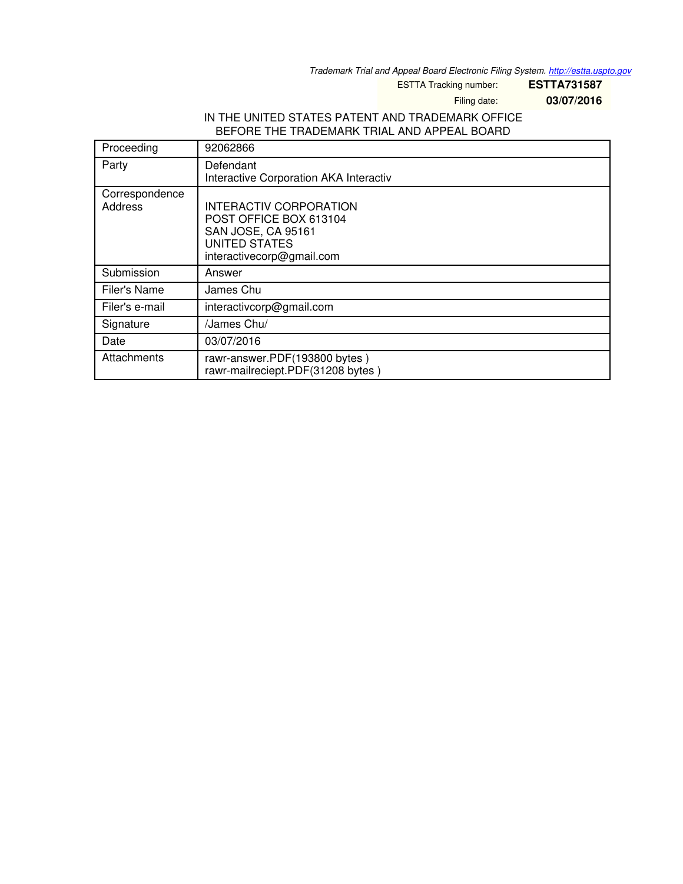*Trademark Trial and Appeal Board Electronic Filing System. http://estta.uspto.gov*

ESTTA Tracking number: **ESTTA731587**

Filing date: **03/07/2016**

IN THE UNITED STATES PATENT AND TRADEMARK OFFICE
BEFORE THE TRADEMARK TRIAL AND APPEAL BOARD

| Proceeding | 92062866 |
|---|---|
| Party | Defendant<br>Interactive Corporation AKA Interactiv |
| Correspondence Address | INTERACTIV CORPORATION<br>POST OFFICE BOX 613104<br>SAN JOSE, CA 95161<br>UNITED STATES<br>interactivecorp@gmail.com |
| Submission | Answer |
| Filer's Name | James Chu |
| Filer's e-mail | interactivcorp@gmail.com |
| Signature | /James Chu/ |
| Date | 03/07/2016 |
| Attachments | rawr-answer.PDF(193800 bytes )<br>rawr-mailreciept.PDF(31208 bytes ) |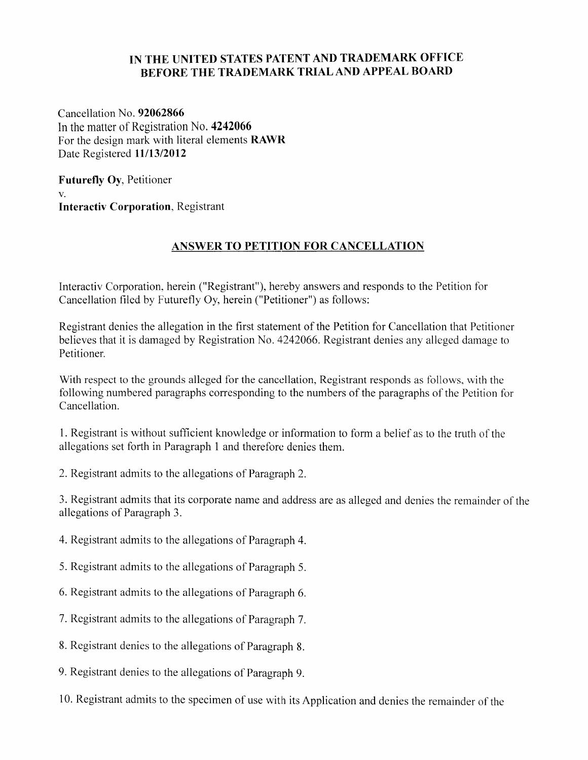# IN THE UNITED STATES PATENT AND TRADEMARK OFFICE
# BEFORE THE TRADEMARK TRIAL AND APPEAL BOARD

Cancellation No. **92062866**
In the matter of Registration No. **4242066**
For the design mark with literal elements **RAWR**
Date Registered **11/13/2012**

**Futurefly Oy**, Petitioner
v.
**Interactiv Corporation**, Registrant

## ANSWER TO PETITION FOR CANCELLATION

Interactiv Corporation, herein ("Registrant"), hereby answers and responds to the Petition for Cancellation filed by Futurefly Oy, herein ("Petitioner") as follows:

Registrant denies the allegation in the first statement of the Petition for Cancellation that Petitioner believes that it is damaged by Registration No. 4242066. Registrant denies any alleged damage to Petitioner.

With respect to the grounds alleged for the cancellation, Registrant responds as follows, with the following numbered paragraphs corresponding to the numbers of the paragraphs of the Petition for Cancellation.

1. Registrant is without sufficient knowledge or information to form a belief as to the truth of the allegations set forth in Paragraph 1 and therefore denies them.

2. Registrant admits to the allegations of Paragraph 2.

3. Registrant admits that its corporate name and address are as alleged and denies the remainder of the allegations of Paragraph 3.

4. Registrant admits to the allegations of Paragraph 4.

5. Registrant admits to the allegations of Paragraph 5.

6. Registrant admits to the allegations of Paragraph 6.

7. Registrant admits to the allegations of Paragraph 7.

8. Registrant denies to the allegations of Paragraph 8.

9. Registrant denies to the allegations of Paragraph 9.

10. Registrant admits to the specimen of use with its Application and denies the remainder of the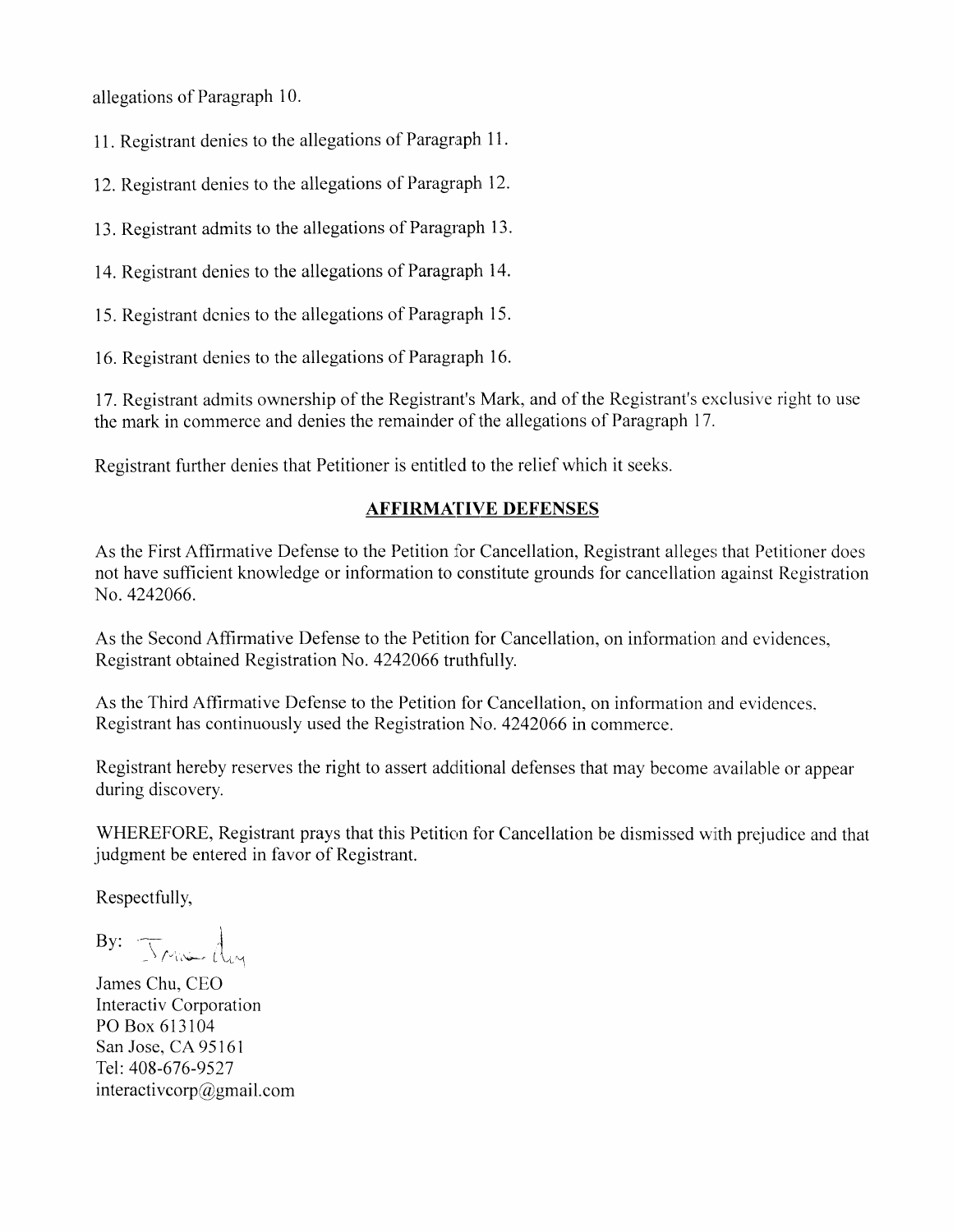allegations of Paragraph 10.

11. Registrant denies to the allegations of Paragraph 11.

12. Registrant denies to the allegations of Paragraph 12.

13. Registrant admits to the allegations of Paragraph 13.

14. Registrant denies to the allegations of Paragraph 14.

15. Registrant denies to the allegations of Paragraph 15.

16. Registrant denies to the allegations of Paragraph 16.

17. Registrant admits ownership of the Registrant's Mark, and of the Registrant's exclusive right to use the mark in commerce and denies the remainder of the allegations of Paragraph 17.

Registrant further denies that Petitioner is entitled to the relief which it seeks.

## AFFIRMATIVE DEFENSES

As the First Affirmative Defense to the Petition for Cancellation, Registrant alleges that Petitioner does not have sufficient knowledge or information to constitute grounds for cancellation against Registration No. 4242066.

As the Second Affirmative Defense to the Petition for Cancellation, on information and evidences, Registrant obtained Registration No. 4242066 truthfully.

As the Third Affirmative Defense to the Petition for Cancellation, on information and evidences, Registrant has continuously used the Registration No. 4242066 in commerce.

Registrant hereby reserves the right to assert additional defenses that may become available or appear during discovery.

WHEREFORE, Registrant prays that this Petition for Cancellation be dismissed with prejudice and that judgment be entered in favor of Registrant.

Respectfully,

By: James Chu

James Chu, CEO
Interactiv Corporation
PO Box 613104
San Jose, CA 95161
Tel: 408-676-9527
interactivcorp@gmail.com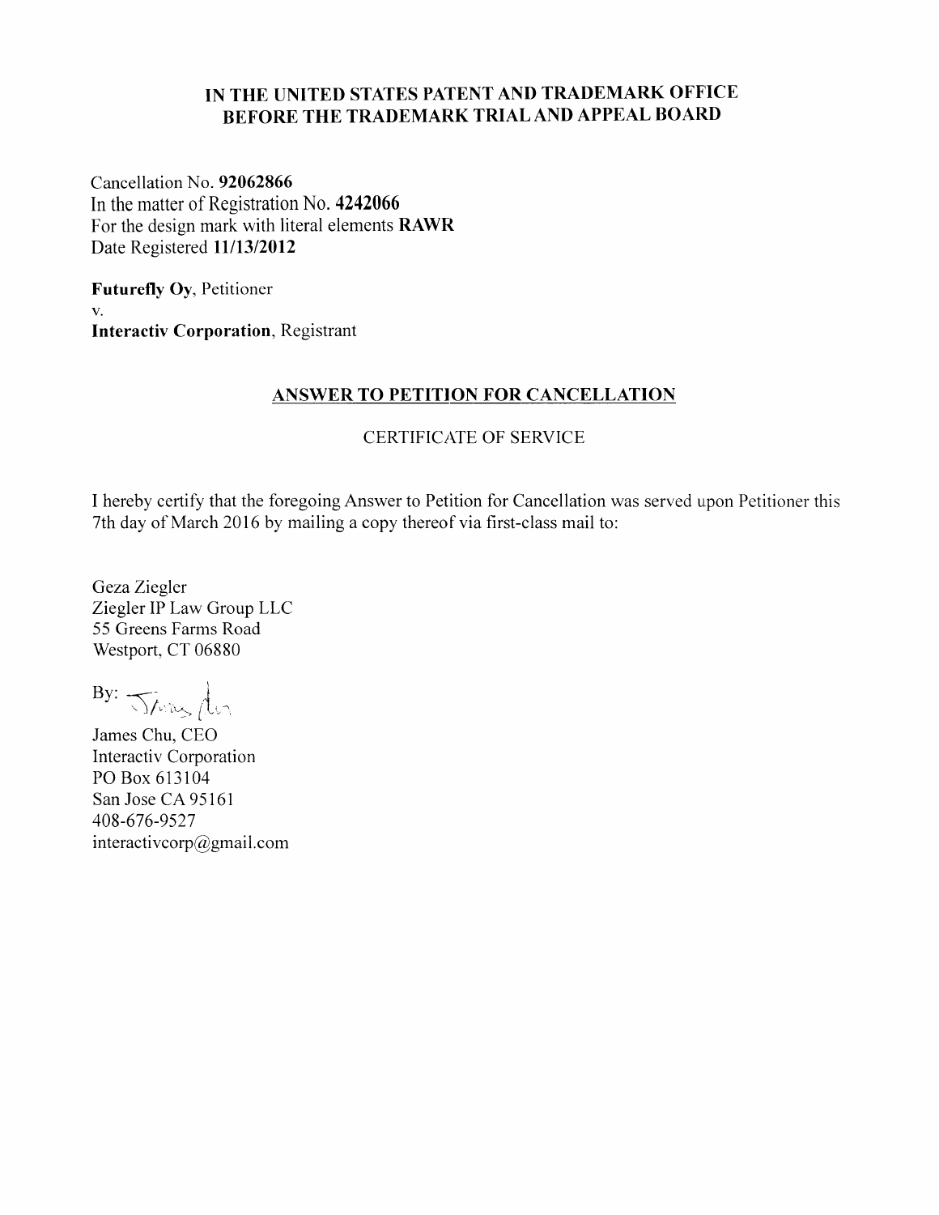## IN THE UNITED STATES PATENT AND TRADEMARK OFFICE BEFORE THE TRADEMARK TRIAL AND APPEAL BOARD

Cancellation No. **92062866**
In the matter of Registration No. **4242066**
For the design mark with literal elements **RAWR**
Date Registered **11/13/2012**

**Futurefly Oy**, Petitioner
v.
**Interactiv Corporation**, Registrant

### ANSWER TO PETITION FOR CANCELLATION

CERTIFICATE OF SERVICE

I hereby certify that the foregoing Answer to Petition for Cancellation was served upon Petitioner this 7th day of March 2016 by mailing a copy thereof via first-class mail to:

Geza Ziegler
Ziegler IP Law Group LLC
55 Greens Farms Road
Westport, CT 06880

By: James Chu

James Chu, CEO
Interactiv Corporation
PO Box 613104
San Jose CA 95161
408-676-9527
interactivcorp@gmail.com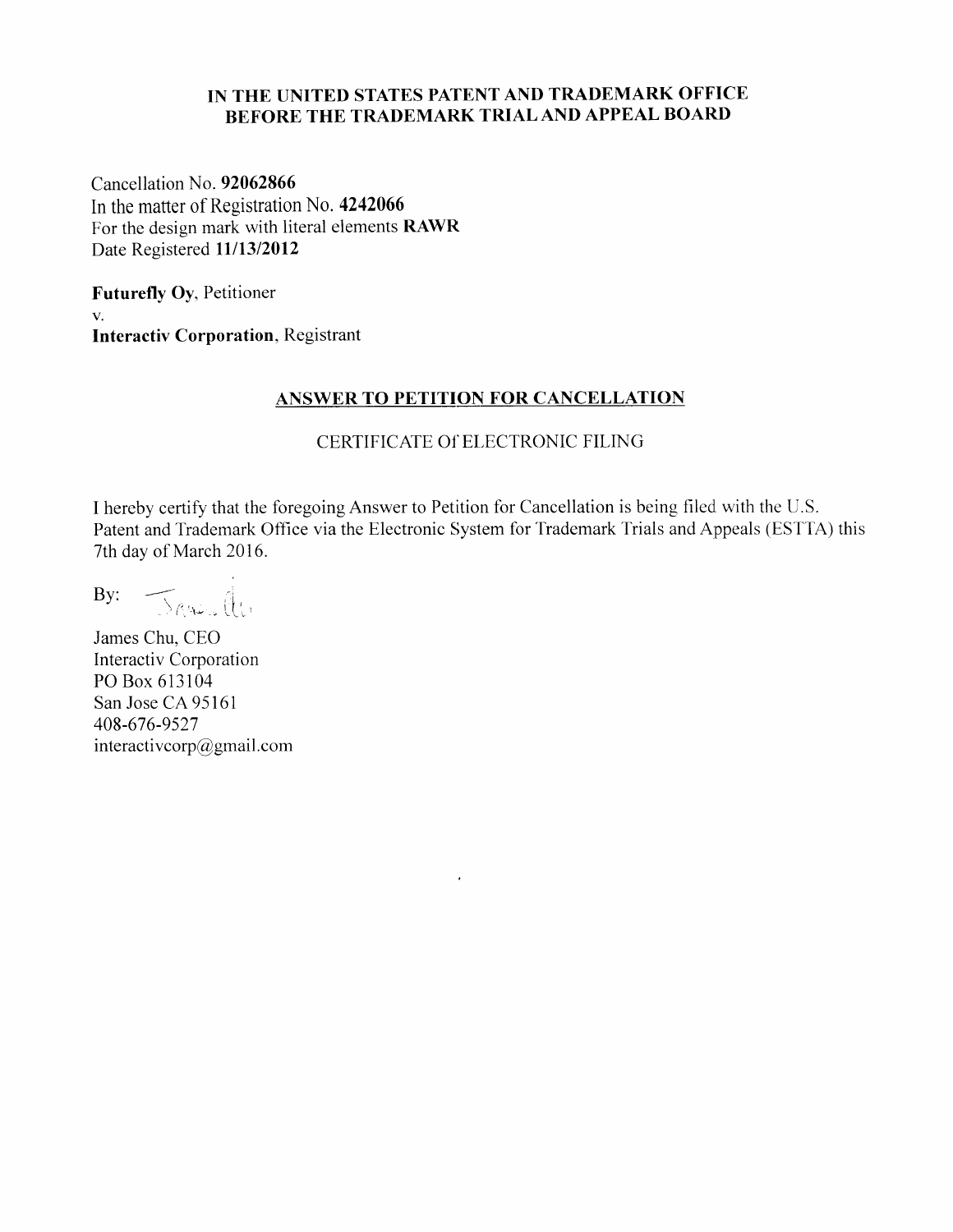**IN THE UNITED STATES PATENT AND TRADEMARK OFFICE**
**BEFORE THE TRADEMARK TRIAL AND APPEAL BOARD**

Cancellation No. **92062866**
In the matter of Registration No. **4242066**
For the design mark with literal elements **RAWR**
Date Registered **11/13/2012**

**Futurefly Oy**, Petitioner
v.
**Interactiv Corporation**, Registrant

## ANSWER TO PETITION FOR CANCELLATION

CERTIFICATE Of ELECTRONIC FILING

I hereby certify that the foregoing Answer to Petition for Cancellation is being filed with the U.S. Patent and Trademark Office via the Electronic System for Trademark Trials and Appeals (ESTTA) this 7th day of March 2016.

By: [signature]

James Chu, CEO
Interactiv Corporation
PO Box 613104
San Jose CA 95161
408-676-9527
interactivcorp@gmail.com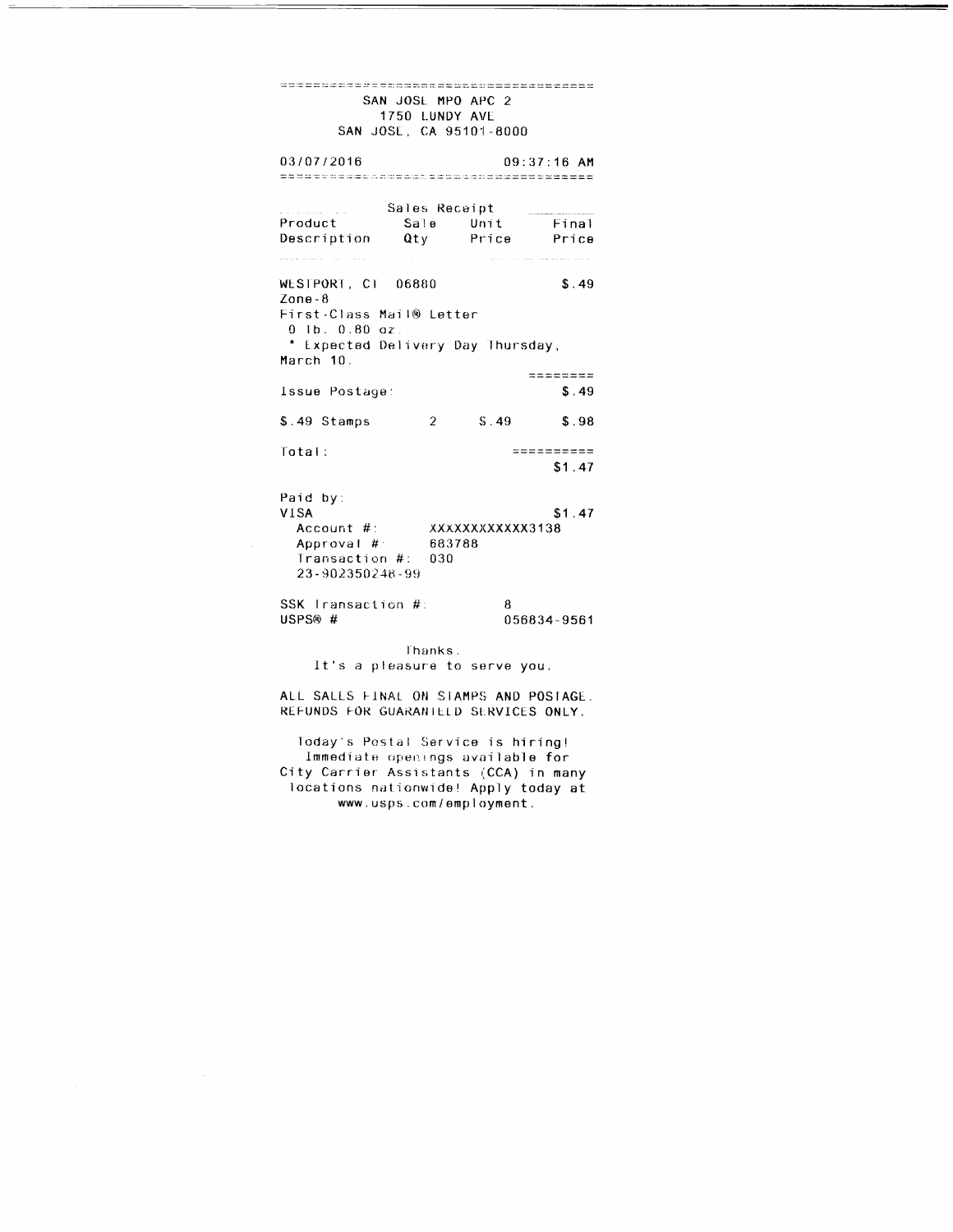SAN JOSE MPO APC 2
1750 LUNDY AVE
SAN JOSE, CA 95101-8000

03/07/2016 09:37:16 AM

Sales Receipt

| Product Description | Sale Qty | Unit Price | Final Price |
|---|---|---|---|
| WESTPORT, CT 06880 | | | $.49 |
| Zone-8 | | | |
| First-Class Mail® Letter | | | |
| 0 lb. 0.80 oz. | | | |
| * Expected Delivery Day Thursday, March 10. | | | |
| Issue Postage: | | | $.49 |
| $.49 Stamps | 2 | $.49 | $.98 |
| Total: | | | $1.47 |

Paid by:
VISA $1.47
Account #: XXXXXXXXXXXX3138
Approval #: 683788
Transaction #: 030
23-902350248-99

SSK Transaction #: 8
USPS® # 056834-9561

Thanks.
It's a pleasure to serve you.

ALL SALES FINAL ON STAMPS AND POSTAGE.
REFUNDS FOR GUARANTEED SERVICES ONLY.

Today's Postal Service is hiring!
Immediate openings available for
City Carrier Assistants (CCA) in many
locations nationwide! Apply today at
www.usps.com/employment.